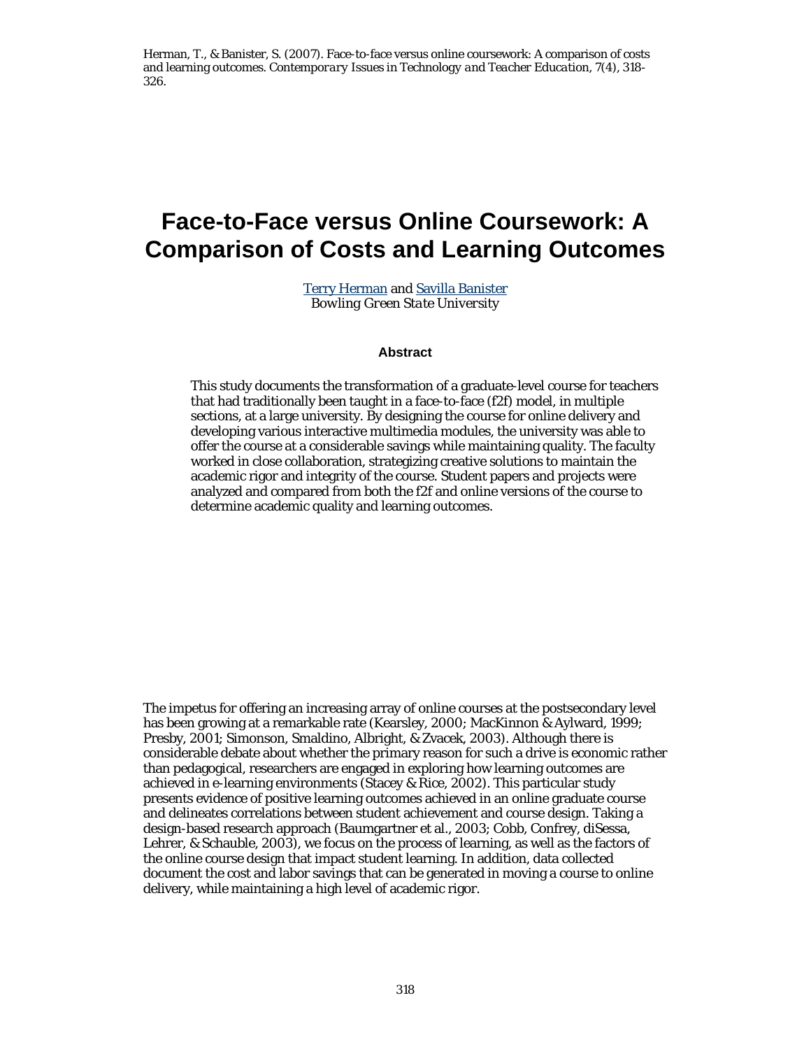Herman, T., & Banister, S. (2007). Face-to-face versus online coursework: A comparison of costs and learning outcomes. *Contemporary Issues in Technology and Teacher Education, 7*(4), 318-326.

# Face-to-Face versus Online Coursework: A Comparison of Costs and Learning Outcomes

Terry Herman and Savilla Banister
*Bowling Green State University*

### Abstract

This study documents the transformation of a graduate-level course for teachers that had traditionally been taught in a face-to-face (f2f) model, in multiple sections, at a large university. By designing the course for online delivery and developing various interactive multimedia modules, the university was able to offer the course at a considerable savings while maintaining quality. The faculty worked in close collaboration, strategizing creative solutions to maintain the academic rigor and integrity of the course. Student papers and projects were analyzed and compared from both the f2f and online versions of the course to determine academic quality and learning outcomes.

The impetus for offering an increasing array of online courses at the postsecondary level has been growing at a remarkable rate (Kearsley, 2000; MacKinnon & Aylward, 1999; Presby, 2001; Simonson, Smaldino, Albright, & Zvacek, 2003). Although there is considerable debate about whether the primary reason for such a drive is economic rather than pedagogical, researchers are engaged in exploring how learning outcomes are achieved in e-learning environments (Stacey & Rice, 2002). This particular study presents evidence of positive learning outcomes achieved in an online graduate course and delineates correlations between student achievement and course design. Taking a design-based research approach (Baumgartner et al., 2003; Cobb, Confrey, diSessa, Lehrer, & Schauble, 2003), we focus on the process of learning, as well as the factors of the online course design that impact student learning. In addition, data collected document the cost and labor savings that can be generated in moving a course to online delivery, while maintaining a high level of academic rigor.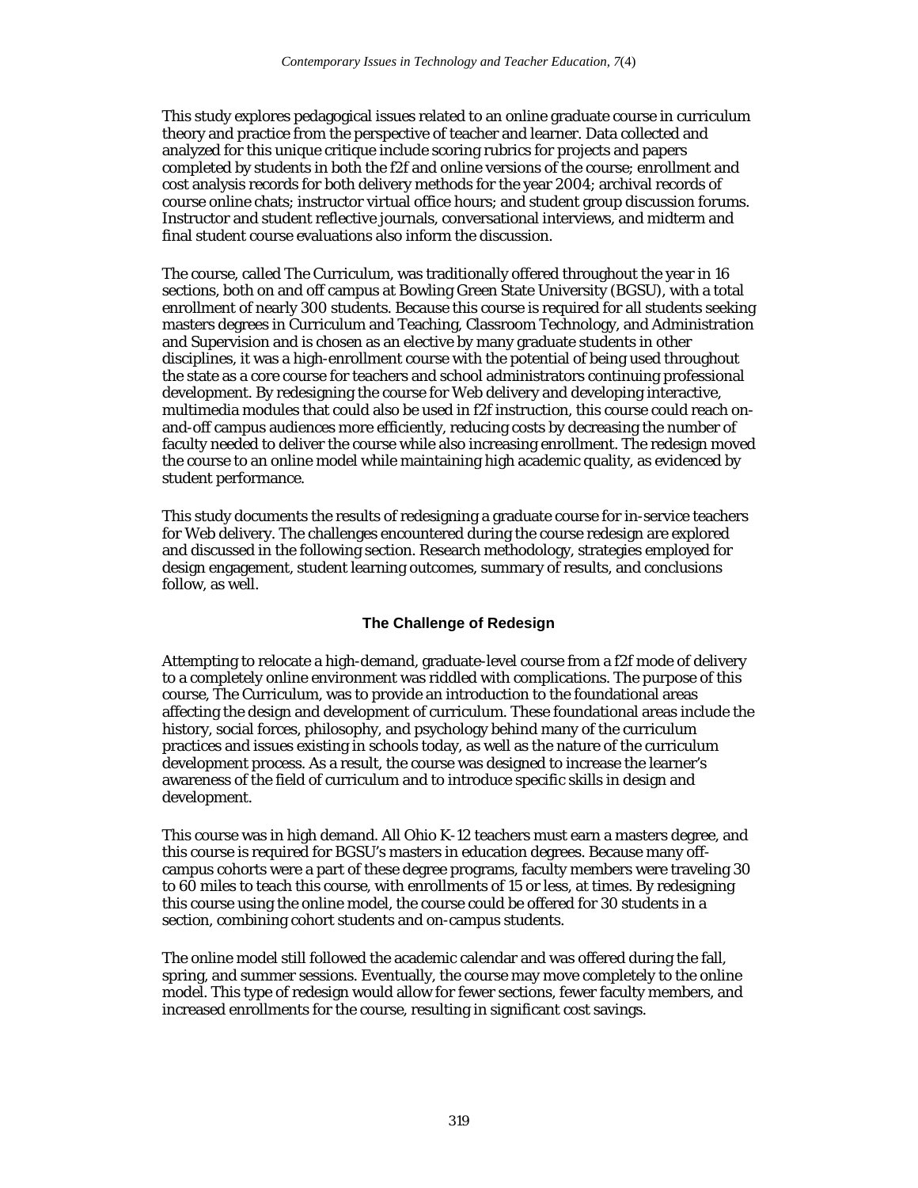This study explores pedagogical issues related to an online graduate course in curriculum theory and practice from the perspective of teacher and learner. Data collected and analyzed for this unique critique include scoring rubrics for projects and papers completed by students in both the f2f and online versions of the course; enrollment and cost analysis records for both delivery methods for the year 2004; archival records of course online chats; instructor virtual office hours; and student group discussion forums. Instructor and student reflective journals, conversational interviews, and midterm and final student course evaluations also inform the discussion.

The course, called The Curriculum, was traditionally offered throughout the year in 16 sections, both on and off campus at Bowling Green State University (BGSU), with a total enrollment of nearly 300 students. Because this course is required for all students seeking masters degrees in Curriculum and Teaching, Classroom Technology, and Administration and Supervision and is chosen as an elective by many graduate students in other disciplines, it was a high-enrollment course with the potential of being used throughout the state as a core course for teachers and school administrators continuing professional development. By redesigning the course for Web delivery and developing interactive, multimedia modules that could also be used in f2f instruction, this course could reach on-and-off campus audiences more efficiently, reducing costs by decreasing the number of faculty needed to deliver the course while also increasing enrollment. The redesign moved the course to an online model while maintaining high academic quality, as evidenced by student performance.

This study documents the results of redesigning a graduate course for in-service teachers for Web delivery. The challenges encountered during the course redesign are explored and discussed in the following section. Research methodology, strategies employed for design engagement, student learning outcomes, summary of results, and conclusions follow, as well.

## The Challenge of Redesign

Attempting to relocate a high-demand, graduate-level course from a f2f mode of delivery to a completely online environment was riddled with complications. The purpose of this course, The Curriculum, was to provide an introduction to the foundational areas affecting the design and development of curriculum. These foundational areas include the history, social forces, philosophy, and psychology behind many of the curriculum practices and issues existing in schools today, as well as the nature of the curriculum development process. As a result, the course was designed to increase the learner's awareness of the field of curriculum and to introduce specific skills in design and development.

This course was in high demand. All Ohio K-12 teachers must earn a masters degree, and this course is required for BGSU's masters in education degrees. Because many off-campus cohorts were a part of these degree programs, faculty members were traveling 30 to 60 miles to teach this course, with enrollments of 15 or less, at times. By redesigning this course using the online model, the course could be offered for 30 students in a section, combining cohort students and on-campus students.

The online model still followed the academic calendar and was offered during the fall, spring, and summer sessions. Eventually, the course may move completely to the online model. This type of redesign would allow for fewer sections, fewer faculty members, and increased enrollments for the course, resulting in significant cost savings.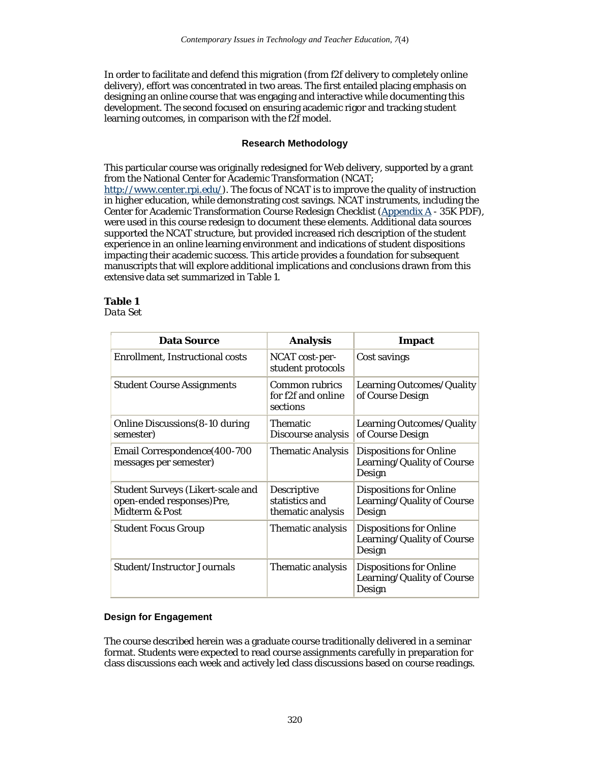In order to facilitate and defend this migration (from f2f delivery to completely online delivery), effort was concentrated in two areas. The first entailed placing emphasis on designing an online course that was engaging and interactive while documenting this development. The second focused on ensuring academic rigor and tracking student learning outcomes, in comparison with the f2f model.

## Research Methodology

This particular course was originally redesigned for Web delivery, supported by a grant from the National Center for Academic Transformation (NCAT; http://www.center.rpi.edu/). The focus of NCAT is to improve the quality of instruction in higher education, while demonstrating cost savings. NCAT instruments, including the Center for Academic Transformation Course Redesign Checklist (Appendix A - 35K PDF), were used in this course redesign to document these elements. Additional data sources supported the NCAT structure, but provided increased rich description of the student experience in an online learning environment and indications of student dispositions impacting their academic success. This article provides a foundation for subsequent manuscripts that will explore additional implications and conclusions drawn from this extensive data set summarized in Table 1.

**Table 1**
*Data Set*

| Data Source | Analysis | Impact |
|---|---|---|
| Enrollment, Instructional costs | NCAT cost-per-student protocols | Cost savings |
| Student Course Assignments | Common rubrics for f2f and online sections | Learning Outcomes/Quality of Course Design |
| Online Discussions(8-10 during semester) | Thematic Discourse analysis | Learning Outcomes/Quality of Course Design |
| Email Correspondence(400-700 messages per semester) | Thematic Analysis | Dispositions for Online Learning/Quality of Course Design |
| Student Surveys (Likert-scale and open-ended responses)Pre, Midterm & Post | Descriptive statistics and thematic analysis | Dispositions for Online Learning/Quality of Course Design |
| Student Focus Group | Thematic analysis | Dispositions for Online Learning/Quality of Course Design |
| Student/Instructor Journals | Thematic analysis | Dispositions for Online Learning/Quality of Course Design |

### Design for Engagement

The course described herein was a graduate course traditionally delivered in a seminar format. Students were expected to read course assignments carefully in preparation for class discussions each week and actively led class discussions based on course readings.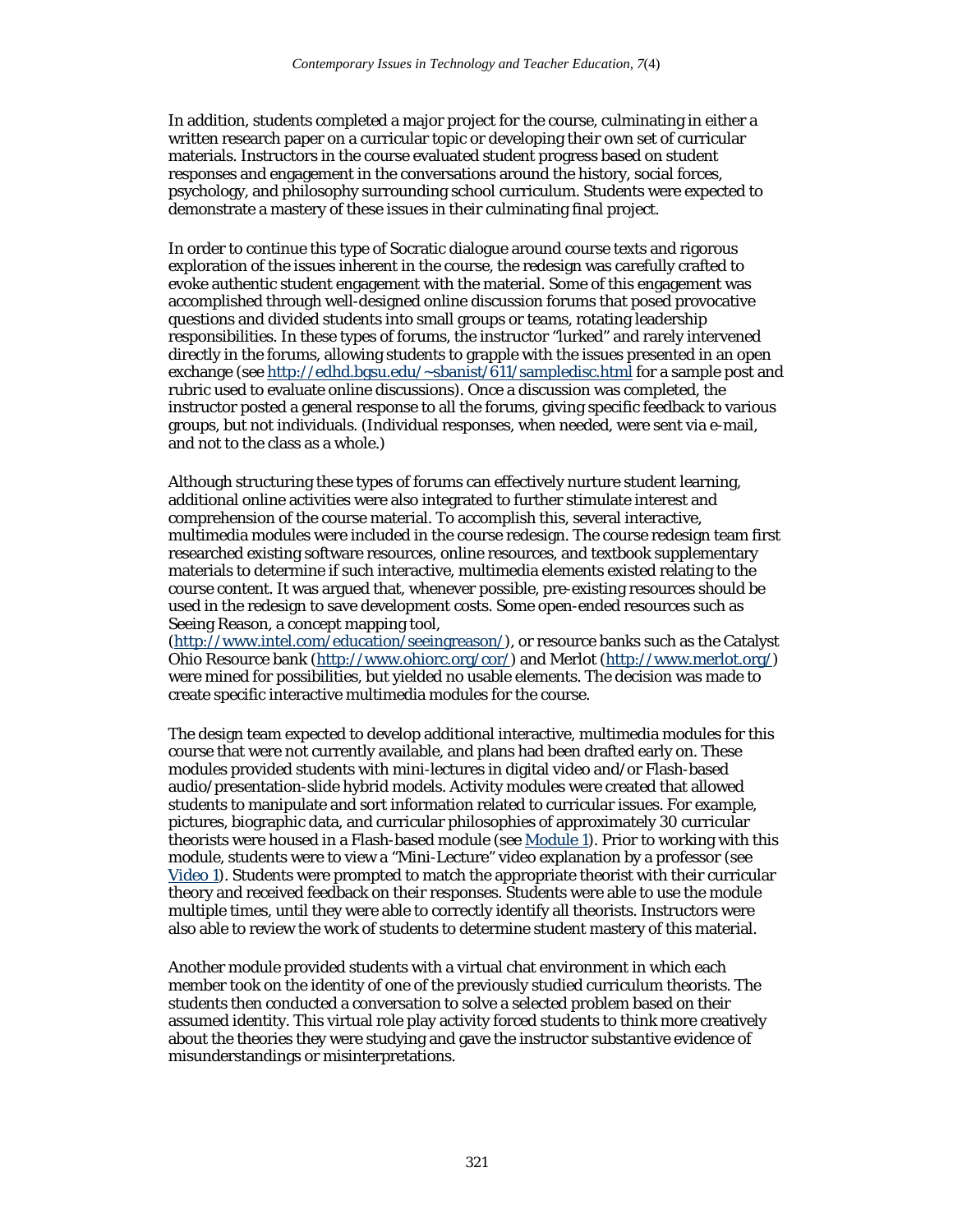In addition, students completed a major project for the course, culminating in either a written research paper on a curricular topic or developing their own set of curricular materials. Instructors in the course evaluated student progress based on student responses and engagement in the conversations around the history, social forces, psychology, and philosophy surrounding school curriculum. Students were expected to demonstrate a mastery of these issues in their culminating final project.

In order to continue this type of Socratic dialogue around course texts and rigorous exploration of the issues inherent in the course, the redesign was carefully crafted to evoke authentic student engagement with the material. Some of this engagement was accomplished through well-designed online discussion forums that posed provocative questions and divided students into small groups or teams, rotating leadership responsibilities. In these types of forums, the instructor "lurked" and rarely intervened directly in the forums, allowing students to grapple with the issues presented in an open exchange (see http://edhd.bgsu.edu/~sbanist/611/sampledisc.html for a sample post and rubric used to evaluate online discussions). Once a discussion was completed, the instructor posted a general response to all the forums, giving specific feedback to various groups, but not individuals. (Individual responses, when needed, were sent via e-mail, and not to the class as a whole.)

Although structuring these types of forums can effectively nurture student learning, additional online activities were also integrated to further stimulate interest and comprehension of the course material. To accomplish this, several interactive, multimedia modules were included in the course redesign. The course redesign team first researched existing software resources, online resources, and textbook supplementary materials to determine if such interactive, multimedia elements existed relating to the course content. It was argued that, whenever possible, pre-existing resources should be used in the redesign to save development costs. Some open-ended resources such as Seeing Reason, a concept mapping tool, (http://www.intel.com/education/seeingreason/), or resource banks such as the Catalyst Ohio Resource bank (http://www.ohiorc.org/cor/) and Merlot (http://www.merlot.org/) were mined for possibilities, but yielded no usable elements. The decision was made to create specific interactive multimedia modules for the course.

The design team expected to develop additional interactive, multimedia modules for this course that were not currently available, and plans had been drafted early on. These modules provided students with mini-lectures in digital video and/or Flash-based audio/presentation-slide hybrid models. Activity modules were created that allowed students to manipulate and sort information related to curricular issues. For example, pictures, biographic data, and curricular philosophies of approximately 30 curricular theorists were housed in a Flash-based module (see Module 1). Prior to working with this module, students were to view a "Mini-Lecture" video explanation by a professor (see Video 1). Students were prompted to match the appropriate theorist with their curricular theory and received feedback on their responses. Students were able to use the module multiple times, until they were able to correctly identify all theorists. Instructors were also able to review the work of students to determine student mastery of this material.

Another module provided students with a virtual chat environment in which each member took on the identity of one of the previously studied curriculum theorists. The students then conducted a conversation to solve a selected problem based on their assumed identity. This virtual role play activity forced students to think more creatively about the theories they were studying and gave the instructor substantive evidence of misunderstandings or misinterpretations.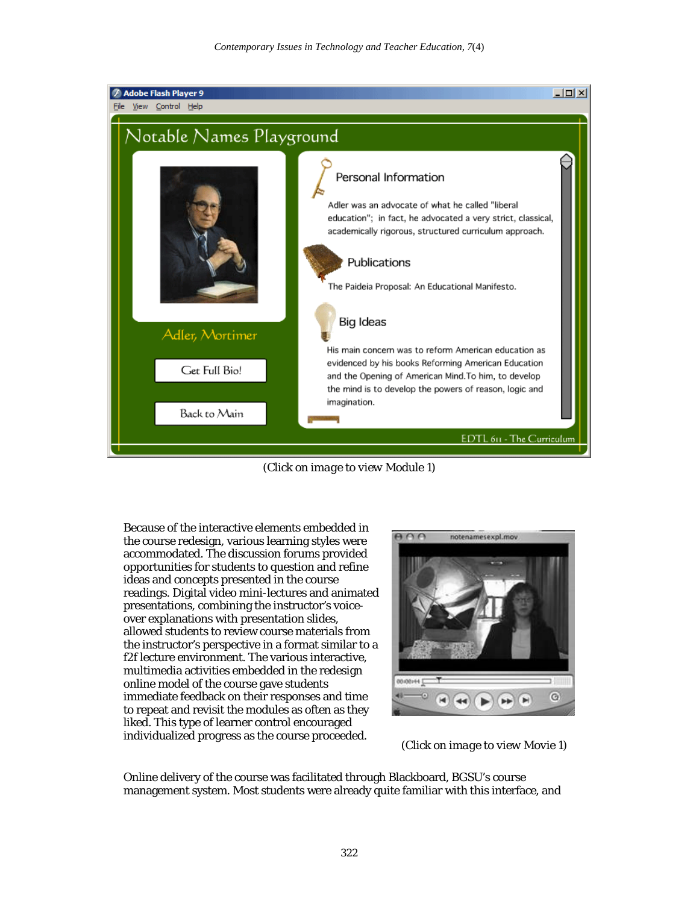(Click on image to view Module 1)

Because of the interactive elements embedded in the course redesign, various learning styles were accommodated. The discussion forums provided opportunities for students to question and refine ideas and concepts presented in the course readings. Digital video mini-lectures and animated presentations, combining the instructor's voice-over explanations with presentation slides, allowed students to review course materials from the instructor's perspective in a format similar to a f2f lecture environment. The various interactive, multimedia activities embedded in the redesign online model of the course gave students immediate feedback on their responses and time to repeat and revisit the modules as often as they liked. This type of learner control encouraged individualized progress as the course proceeded.

(Click on image to view Movie 1)

Online delivery of the course was facilitated through Blackboard, BGSU's course management system. Most students were already quite familiar with this interface, and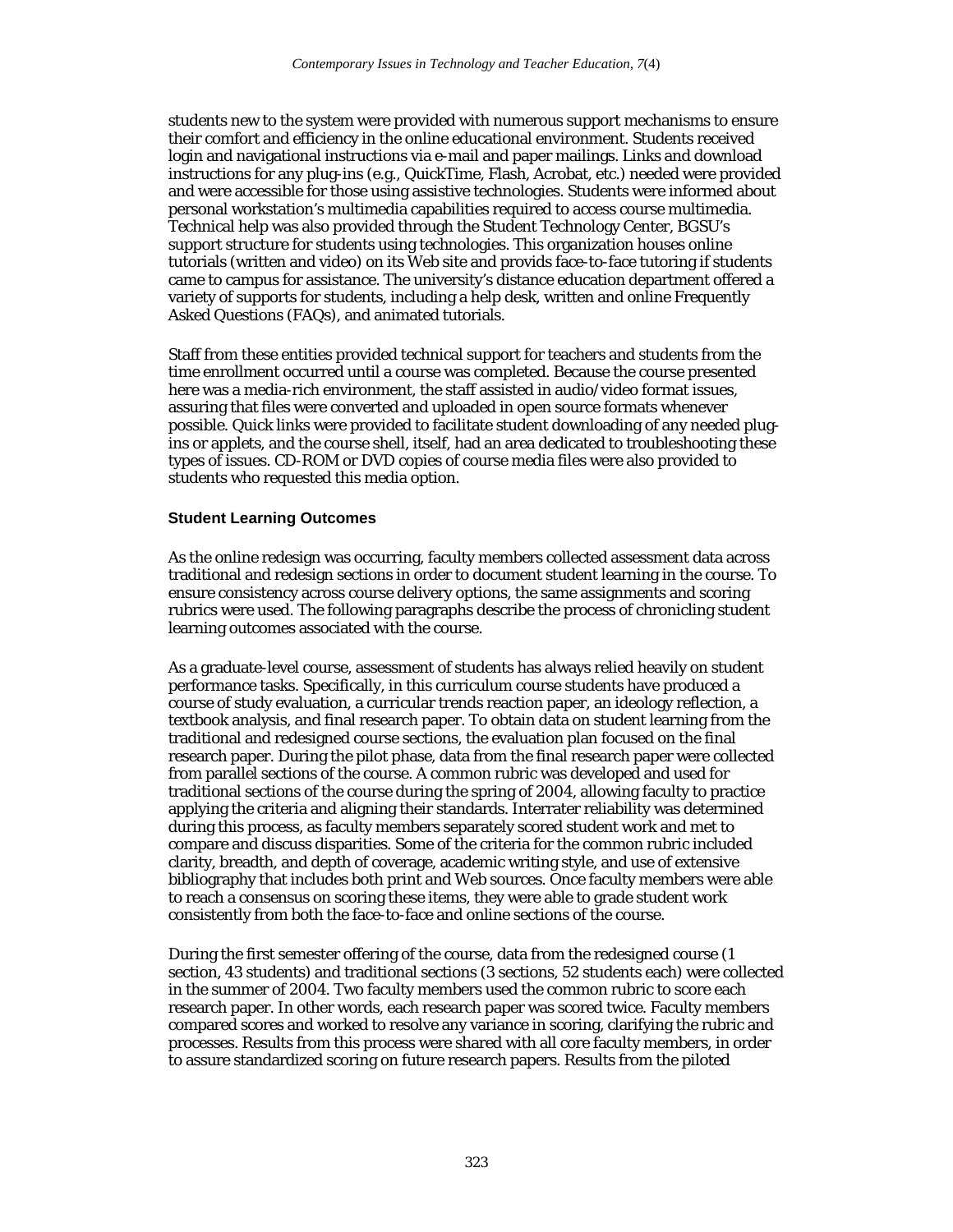students new to the system were provided with numerous support mechanisms to ensure their comfort and efficiency in the online educational environment. Students received login and navigational instructions via e-mail and paper mailings. Links and download instructions for any plug-ins (e.g., QuickTime, Flash, Acrobat, etc.) needed were provided and were accessible for those using assistive technologies. Students were informed about personal workstation's multimedia capabilities required to access course multimedia. Technical help was also provided through the Student Technology Center, BGSU's support structure for students using technologies. This organization houses online tutorials (written and video) on its Web site and provids face-to-face tutoring if students came to campus for assistance. The university's distance education department offered a variety of supports for students, including a help desk, written and online Frequently Asked Questions (FAQs), and animated tutorials.

Staff from these entities provided technical support for teachers and students from the time enrollment occurred until a course was completed. Because the course presented here was a media-rich environment, the staff assisted in audio/video format issues, assuring that files were converted and uploaded in open source formats whenever possible. Quick links were provided to facilitate student downloading of any needed plug-ins or applets, and the course shell, itself, had an area dedicated to troubleshooting these types of issues. CD-ROM or DVD copies of course media files were also provided to students who requested this media option.

### Student Learning Outcomes

As the online redesign was occurring, faculty members collected assessment data across traditional and redesign sections in order to document student learning in the course. To ensure consistency across course delivery options, the same assignments and scoring rubrics were used. The following paragraphs describe the process of chronicling student learning outcomes associated with the course.

As a graduate-level course, assessment of students has always relied heavily on student performance tasks. Specifically, in this curriculum course students have produced a course of study evaluation, a curricular trends reaction paper, an ideology reflection, a textbook analysis, and final research paper. To obtain data on student learning from the traditional and redesigned course sections, the evaluation plan focused on the final research paper. During the pilot phase, data from the final research paper were collected from parallel sections of the course. A common rubric was developed and used for traditional sections of the course during the spring of 2004, allowing faculty to practice applying the criteria and aligning their standards. Interrater reliability was determined during this process, as faculty members separately scored student work and met to compare and discuss disparities. Some of the criteria for the common rubric included clarity, breadth, and depth of coverage, academic writing style, and use of extensive bibliography that includes both print and Web sources. Once faculty members were able to reach a consensus on scoring these items, they were able to grade student work consistently from both the face-to-face and online sections of the course.

During the first semester offering of the course, data from the redesigned course (1 section, 43 students) and traditional sections (3 sections, 52 students each) were collected in the summer of 2004. Two faculty members used the common rubric to score each research paper. In other words, each research paper was scored twice. Faculty members compared scores and worked to resolve any variance in scoring, clarifying the rubric and processes. Results from this process were shared with all core faculty members, in order to assure standardized scoring on future research papers. Results from the piloted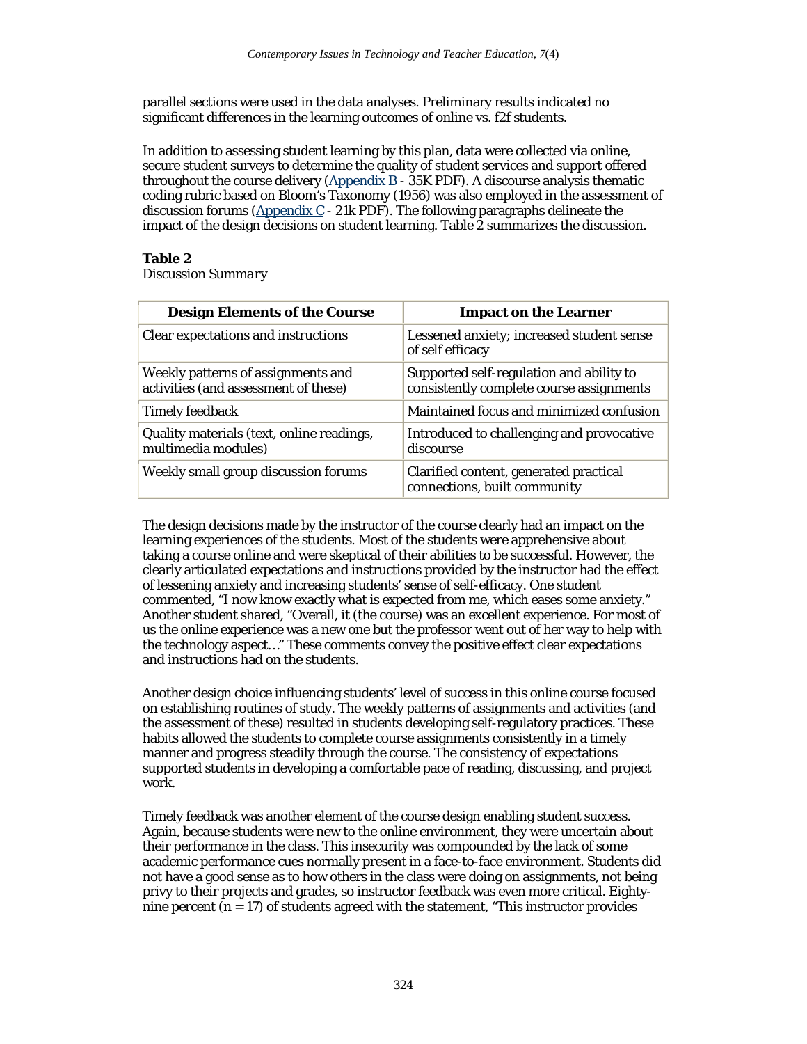parallel sections were used in the data analyses. Preliminary results indicated no significant differences in the learning outcomes of online vs. f2f students.

In addition to assessing student learning by this plan, data were collected via online, secure student surveys to determine the quality of student services and support offered throughout the course delivery (Appendix B - 35K PDF). A discourse analysis thematic coding rubric based on Bloom's Taxonomy (1956) was also employed in the assessment of discussion forums (Appendix C - 21k PDF). The following paragraphs delineate the impact of the design decisions on student learning. Table 2 summarizes the discussion.

**Table 2**
*Discussion Summary*

| Design Elements of the Course | Impact on the Learner |
|---|---|
| Clear expectations and instructions | Lessened anxiety; increased student sense of self efficacy |
| Weekly patterns of assignments and activities (and assessment of these) | Supported self-regulation and ability to consistently complete course assignments |
| Timely feedback | Maintained focus and minimized confusion |
| Quality materials (text, online readings, multimedia modules) | Introduced to challenging and provocative discourse |
| Weekly small group discussion forums | Clarified content, generated practical connections, built community |

The design decisions made by the instructor of the course clearly had an impact on the learning experiences of the students. Most of the students were apprehensive about taking a course online and were skeptical of their abilities to be successful. However, the clearly articulated expectations and instructions provided by the instructor had the effect of lessening anxiety and increasing students' sense of self-efficacy. One student commented, "I now know exactly what is expected from me, which eases some anxiety." Another student shared, "Overall, it (the course) was an excellent experience. For most of us the online experience was a new one but the professor went out of her way to help with the technology aspect…" These comments convey the positive effect clear expectations and instructions had on the students.

Another design choice influencing students' level of success in this online course focused on establishing routines of study. The weekly patterns of assignments and activities (and the assessment of these) resulted in students developing self-regulatory practices. These habits allowed the students to complete course assignments consistently in a timely manner and progress steadily through the course. The consistency of expectations supported students in developing a comfortable pace of reading, discussing, and project work.

Timely feedback was another element of the course design enabling student success. Again, because students were new to the online environment, they were uncertain about their performance in the class. This insecurity was compounded by the lack of some academic performance cues normally present in a face-to-face environment. Students did not have a good sense as to how others in the class were doing on assignments, not being privy to their projects and grades, so instructor feedback was even more critical. Eighty-nine percent ($n = 17$) of students agreed with the statement, "This instructor provides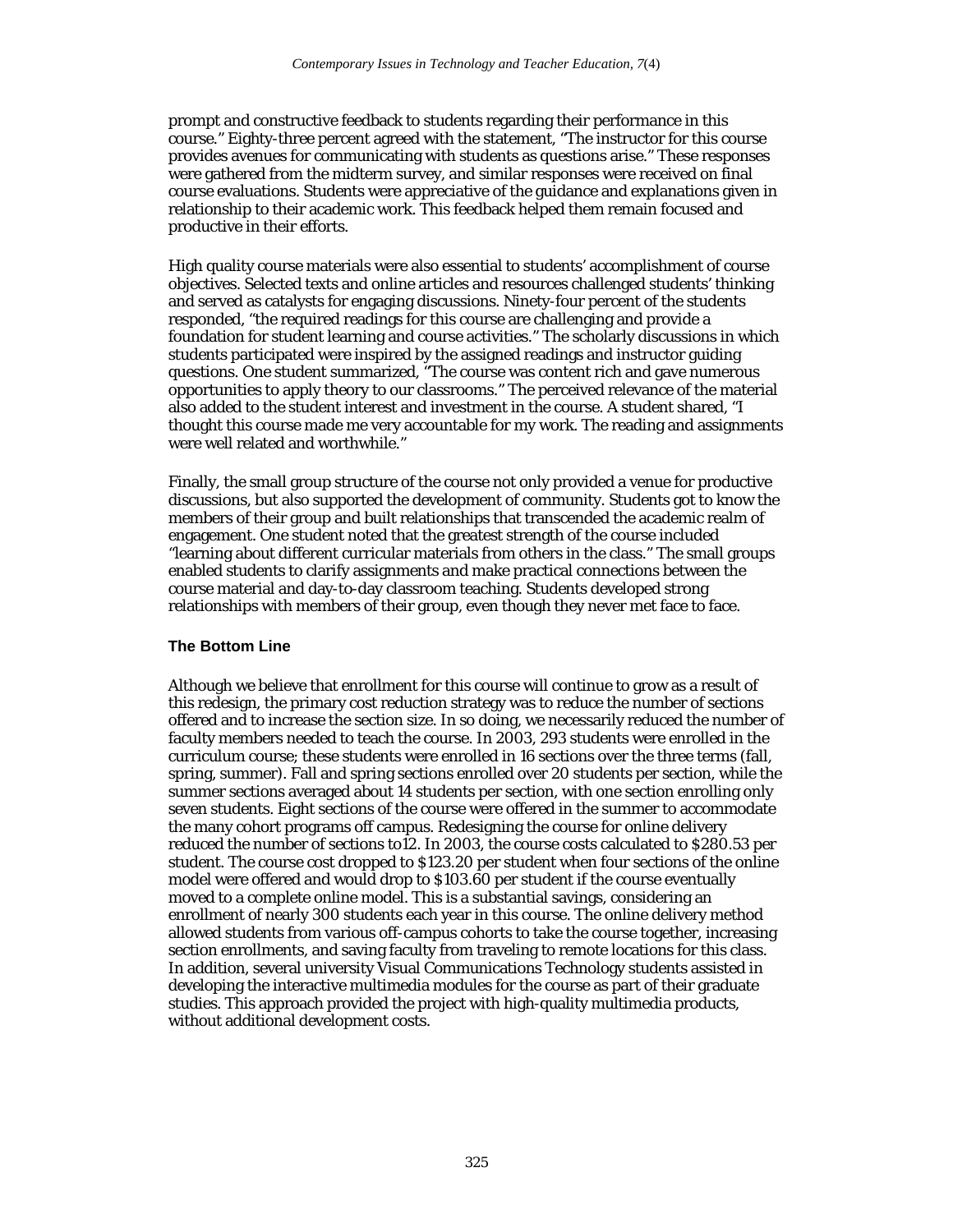prompt and constructive feedback to students regarding their performance in this course." Eighty-three percent agreed with the statement, "The instructor for this course provides avenues for communicating with students as questions arise." These responses were gathered from the midterm survey, and similar responses were received on final course evaluations. Students were appreciative of the guidance and explanations given in relationship to their academic work. This feedback helped them remain focused and productive in their efforts.

High quality course materials were also essential to students' accomplishment of course objectives. Selected texts and online articles and resources challenged students' thinking and served as catalysts for engaging discussions. Ninety-four percent of the students responded, "the required readings for this course are challenging and provide a foundation for student learning and course activities." The scholarly discussions in which students participated were inspired by the assigned readings and instructor guiding questions. One student summarized, "The course was content rich and gave numerous opportunities to apply theory to our classrooms." The perceived relevance of the material also added to the student interest and investment in the course. A student shared, "I thought this course made me very accountable for my work. The reading and assignments were well related and worthwhile."

Finally, the small group structure of the course not only provided a venue for productive discussions, but also supported the development of community. Students got to know the members of their group and built relationships that transcended the academic realm of engagement. One student noted that the greatest strength of the course included "learning about different curricular materials from others in the class." The small groups enabled students to clarify assignments and make practical connections between the course material and day-to-day classroom teaching. Students developed strong relationships with members of their group, even though they never met face to face.

### The Bottom Line

Although we believe that enrollment for this course will continue to grow as a result of this redesign, the primary cost reduction strategy was to reduce the number of sections offered and to increase the section size. In so doing, we necessarily reduced the number of faculty members needed to teach the course. In 2003, 293 students were enrolled in the curriculum course; these students were enrolled in 16 sections over the three terms (fall, spring, summer). Fall and spring sections enrolled over 20 students per section, while the summer sections averaged about 14 students per section, with one section enrolling only seven students. Eight sections of the course were offered in the summer to accommodate the many cohort programs off campus. Redesigning the course for online delivery reduced the number of sections to12. In 2003, the course costs calculated to $280.53 per student. The course cost dropped to $123.20 per student when four sections of the online model were offered and would drop to $103.60 per student if the course eventually moved to a complete online model. This is a substantial savings, considering an enrollment of nearly 300 students each year in this course. The online delivery method allowed students from various off-campus cohorts to take the course together, increasing section enrollments, and saving faculty from traveling to remote locations for this class. In addition, several university Visual Communications Technology students assisted in developing the interactive multimedia modules for the course as part of their graduate studies. This approach provided the project with high-quality multimedia products, without additional development costs.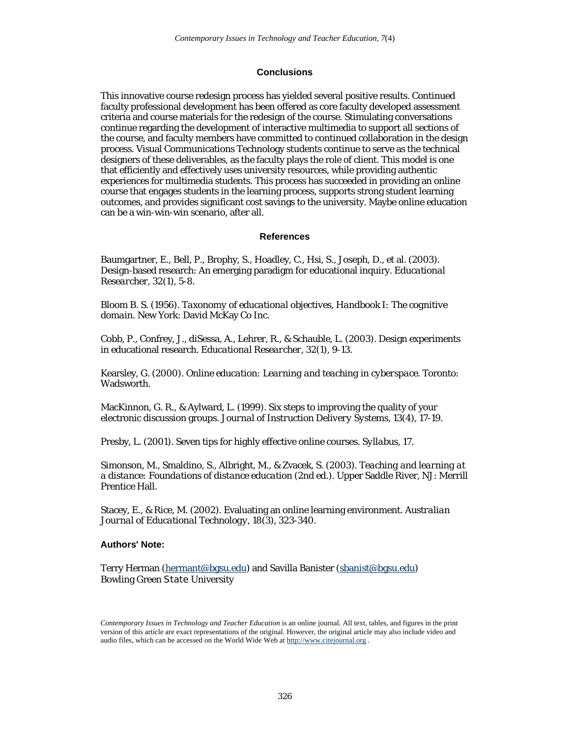## Conclusions

This innovative course redesign process has yielded several positive results. Continued faculty professional development has been offered as core faculty developed assessment criteria and course materials for the redesign of the course. Stimulating conversations continue regarding the development of interactive multimedia to support all sections of the course, and faculty members have committed to continued collaboration in the design process. Visual Communications Technology students continue to serve as the technical designers of these deliverables, as the faculty plays the role of client. This model is one that efficiently and effectively uses university resources, while providing authentic experiences for multimedia students. This process has succeeded in providing an online course that engages students in the learning process, supports strong student learning outcomes, and provides significant cost savings to the university. Maybe online education can be a win-win-win scenario, after all.

## References

Baumgartner, E., Bell, P., Brophy, S., Hoadley, C., Hsi, S., Joseph, D., et al. (2003). Design-based research: An emerging paradigm for educational inquiry. *Educational Researcher*, *32*(1), 5-8.

Bloom B. S. (1956). *Taxonomy of educational objectives, Handbook I: The cognitive domain*. New York: David McKay Co Inc.

Cobb, P., Confrey, J., diSessa, A., Lehrer, R., & Schauble, L. (2003). Design experiments in educational research. *Educational Researcher*, *32*(1), 9-13.

Kearsley, G. (2000). *Online education: Learning and teaching in cyberspace*. Toronto: Wadsworth.

MacKinnon, G. R., & Aylward, L. (1999). Six steps to improving the quality of your electronic discussion groups. *Journal of Instruction Delivery Systems*, *13*(4), 17-19.

Presby, L. (2001). Seven tips for highly effective online courses. *Syllabus*, 17.

Simonson, M., Smaldino, S., Albright, M., & Zvacek, S. (2003). *Teaching and learning at a distance: Foundations of distance education* (2nd ed.). Upper Saddle River, NJ: Merrill Prentice Hall.

Stacey, E., & Rice, M. (2002). Evaluating an online learning environment. *Australian Journal of Educational Technology*, *18*(3), 323-340.

### Authors' Note:

Terry Herman (hermant@bgsu.edu) and Savilla Banister (sbanist@bgsu.edu)
Bowling Green State University

*Contemporary Issues in Technology and Teacher Education* is an online journal. All text, tables, and figures in the print version of this article are exact representations of the original. However, the original article may also include video and audio files, which can be accessed on the World Wide Web at http://www.citejournal.org .